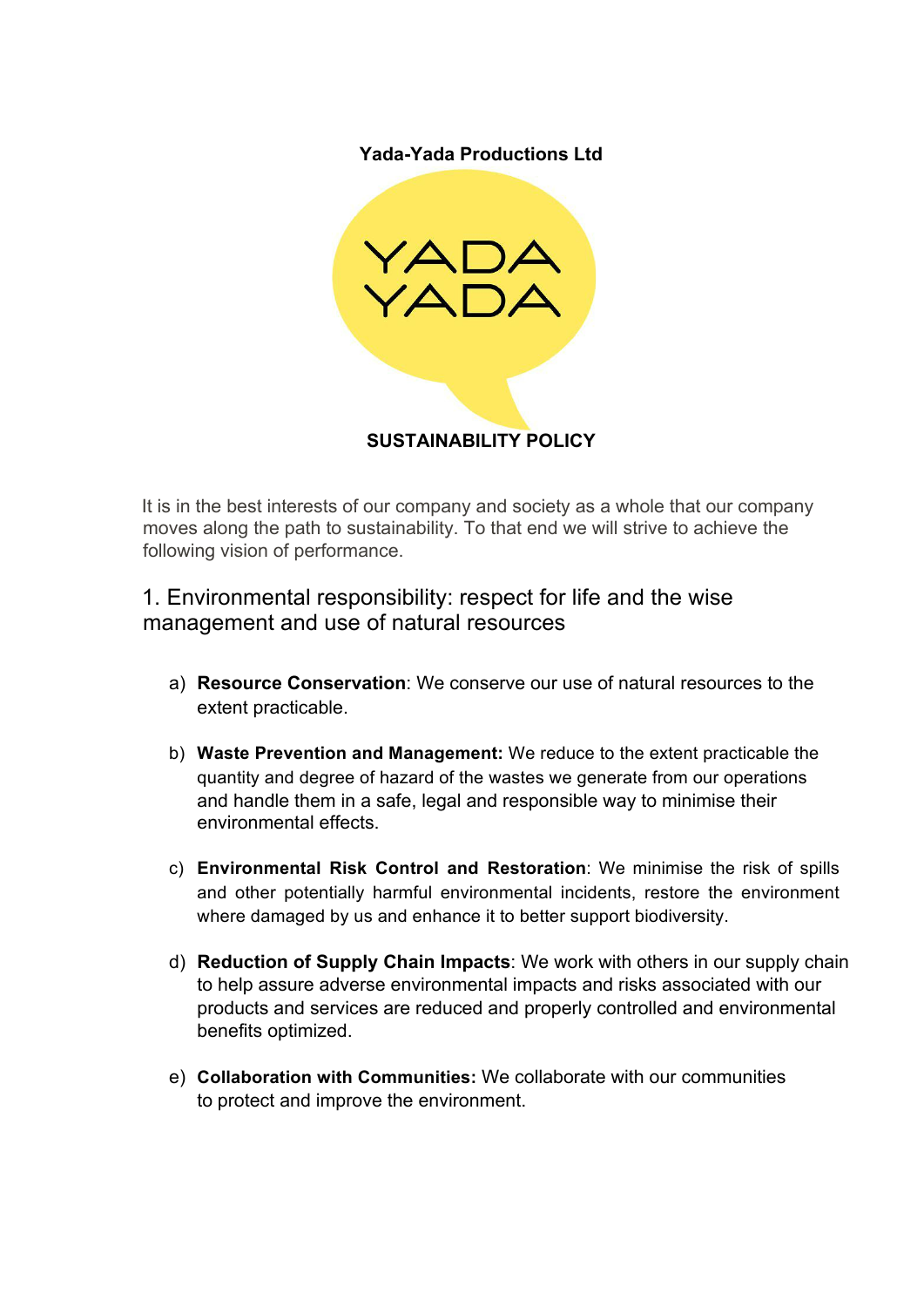**Yada-Yada Productions Ltd**

**SUSTAINABILITY POLICY**

It is in the best interests of our company and society as a whole that our company moves along the path to sustainability. To that end we will strive to achieve the following vision of performance.

## 1. Environmental responsibility: respect for life and the wise management and use of natural resources

a) **Resource Conservation**: We conserve our use of natural resources to the extent practicable.

b) **Waste Prevention and Management:** We reduce to the extent practicable the quantity and degree of hazard of the wastes we generate from our operations and handle them in a safe, legal and responsible way to minimise their environmental effects.

c) **Environmental Risk Control and Restoration**: We minimise the risk of spills and other potentially harmful environmental incidents, restore the environment where damaged by us and enhance it to better support biodiversity.

d) **Reduction of Supply Chain Impacts**: We work with others in our supply chain to help assure adverse environmental impacts and risks associated with our products and services are reduced and properly controlled and environmental benefits optimized.

e) **Collaboration with Communities:** We collaborate with our communities to protect and improve the environment.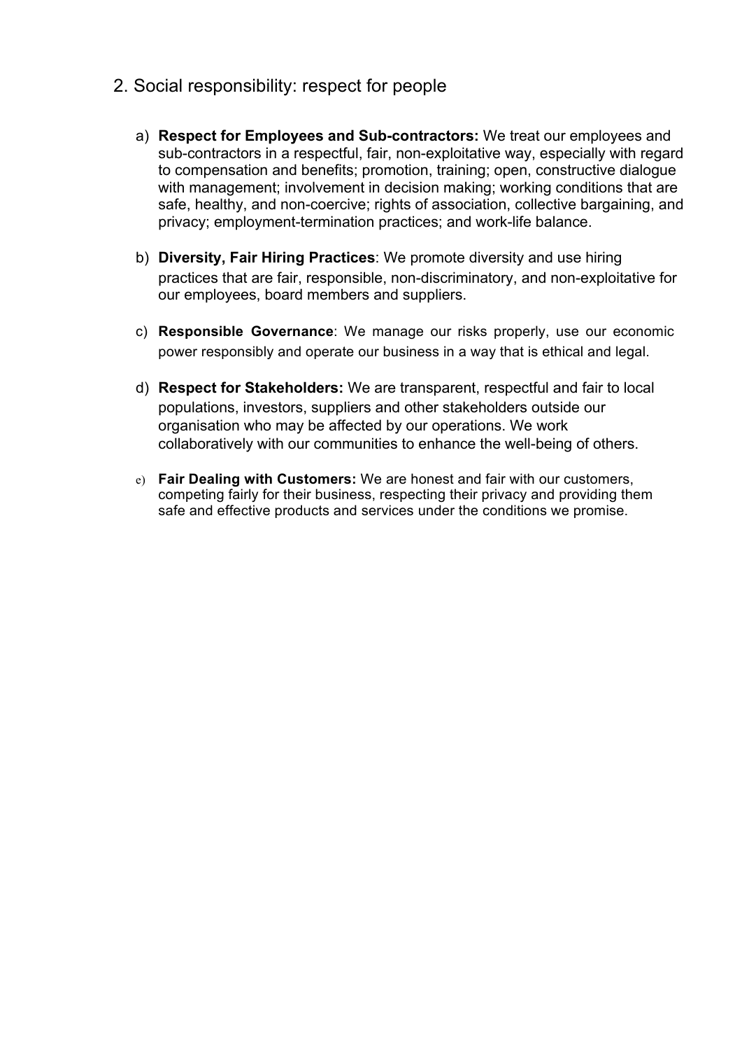## 2. Social responsibility: respect for people

a) **Respect for Employees and Sub-contractors:** We treat our employees and sub-contractors in a respectful, fair, non-exploitative way, especially with regard to compensation and benefits; promotion, training; open, constructive dialogue with management; involvement in decision making; working conditions that are safe, healthy, and non-coercive; rights of association, collective bargaining, and privacy; employment-termination practices; and work-life balance.

b) **Diversity, Fair Hiring Practices**: We promote diversity and use hiring practices that are fair, responsible, non-discriminatory, and non-exploitative for our employees, board members and suppliers.

c) **Responsible Governance**: We manage our risks properly, use our economic power responsibly and operate our business in a way that is ethical and legal.

d) **Respect for Stakeholders:** We are transparent, respectful and fair to local populations, investors, suppliers and other stakeholders outside our organisation who may be affected by our operations. We work collaboratively with our communities to enhance the well-being of others.

e) **Fair Dealing with Customers:** We are honest and fair with our customers, competing fairly for their business, respecting their privacy and providing them safe and effective products and services under the conditions we promise.